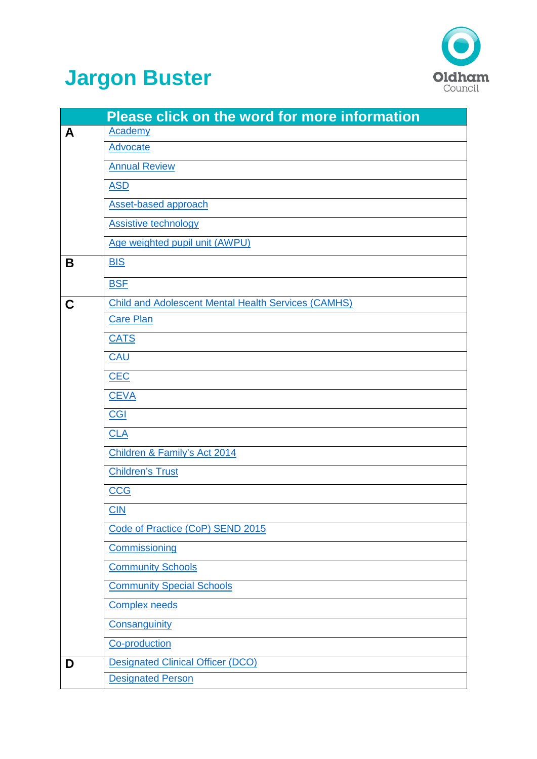# Jargon Buster

Oldham Council

| | Please click on the word for more information |
|---|---|
| **A** | Academy |
| | Advocate |
| | Annual Review |
| | ASD |
| | Asset-based approach |
| | Assistive technology |
| | Age weighted pupil unit (AWPU) |
| **B** | BIS |
| | BSF |
| **C** | Child and Adolescent Mental Health Services (CAMHS) |
| | Care Plan |
| | CATS |
| | CAU |
| | CEC |
| | CEVA |
| | CGI |
| | CLA |
| | Children & Family's Act 2014 |
| | Children's Trust |
| | CCG |
| | CIN |
| | Code of Practice (CoP) SEND 2015 |
| | Commissioning |
| | Community Schools |
| | Community Special Schools |
| | Complex needs |
| | Consanguinity |
| | Co-production |
| **D** | Designated Clinical Officer (DCO) |
| | Designated Person |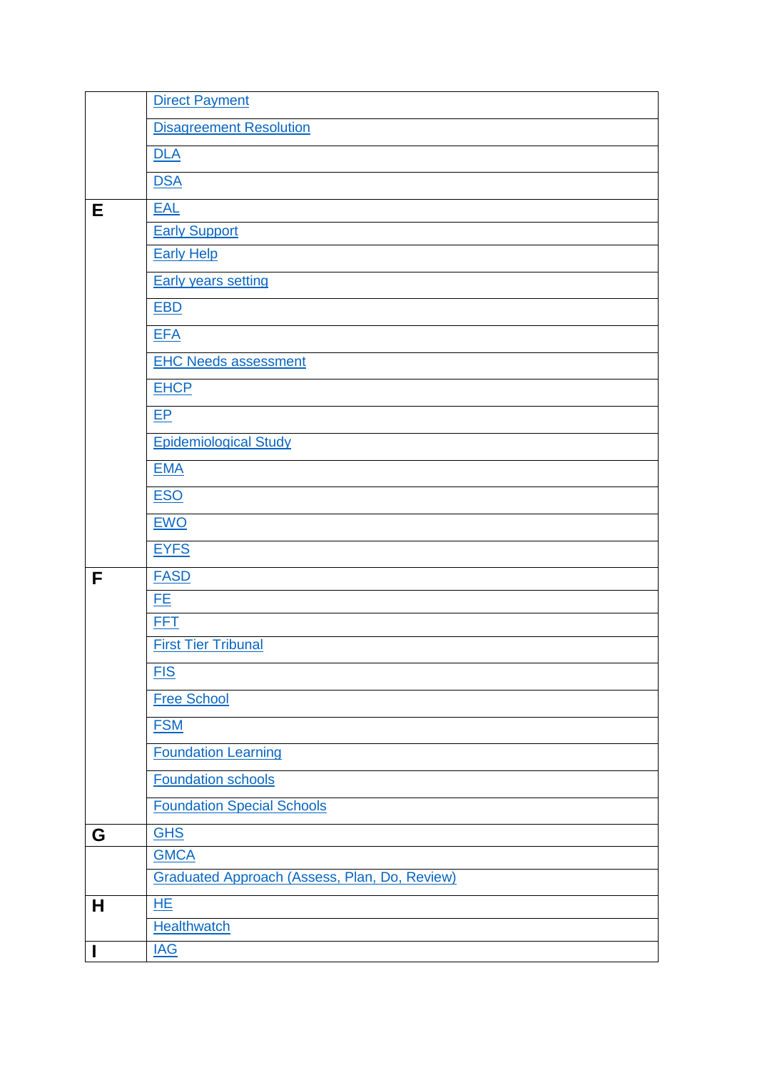| | |
|---|---|
| | Direct Payment |
| | Disagreement Resolution |
| | DLA |
| | DSA |
| **E** | EAL |
| | Early Support |
| | Early Help |
| | Early years setting |
| | EBD |
| | EFA |
| | EHC Needs assessment |
| | EHCP |
| | EP |
| | Epidemiological Study |
| | EMA |
| | ESO |
| | EWO |
| | EYFS |
| **F** | FASD |
| | FE |
| | FFT |
| | First Tier Tribunal |
| | FIS |
| | Free School |
| | FSM |
| | Foundation Learning |
| | Foundation schools |
| | Foundation Special Schools |
| **G** | GHS |
| | GMCA |
| | Graduated Approach (Assess, Plan, Do, Review) |
| **H** | HE |
| | Healthwatch |
| **I** | IAG |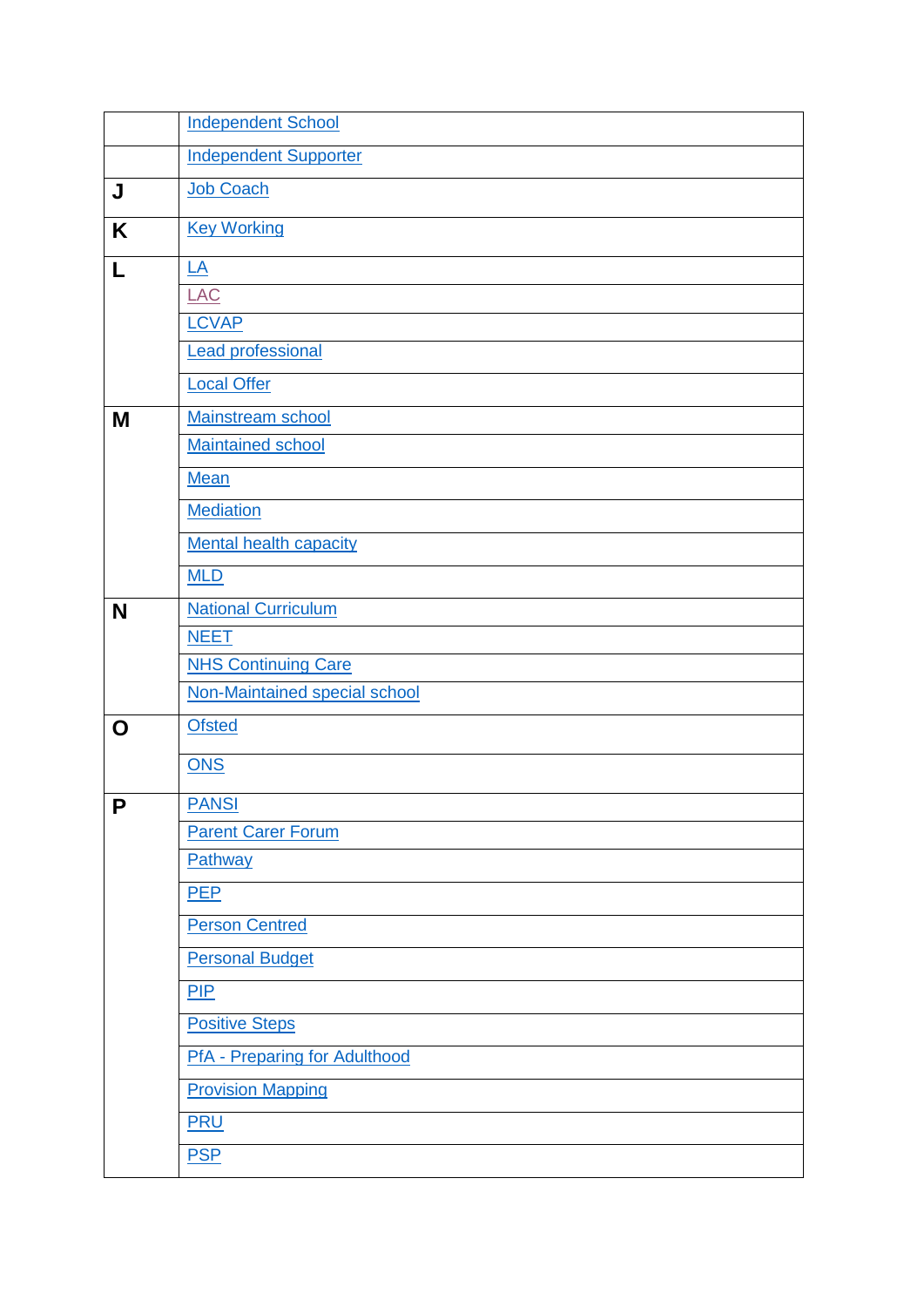| | |
|---|---|
| | Independent School |
| | Independent Supporter |
| **J** | Job Coach |
| **K** | Key Working |
| **L** | LA |
| | LAC |
| | LCVAP |
| | Lead professional |
| | Local Offer |
| **M** | Mainstream school |
| | Maintained school |
| | Mean |
| | Mediation |
| | Mental health capacity |
| | MLD |
| **N** | National Curriculum |
| | NEET |
| | NHS Continuing Care |
| | Non-Maintained special school |
| **O** | Ofsted |
| | ONS |
| **P** | PANSI |
| | Parent Carer Forum |
| | Pathway |
| | PEP |
| | Person Centred |
| | Personal Budget |
| | PIP |
| | Positive Steps |
| | PfA - Preparing for Adulthood |
| | Provision Mapping |
| | PRU |
| | PSP |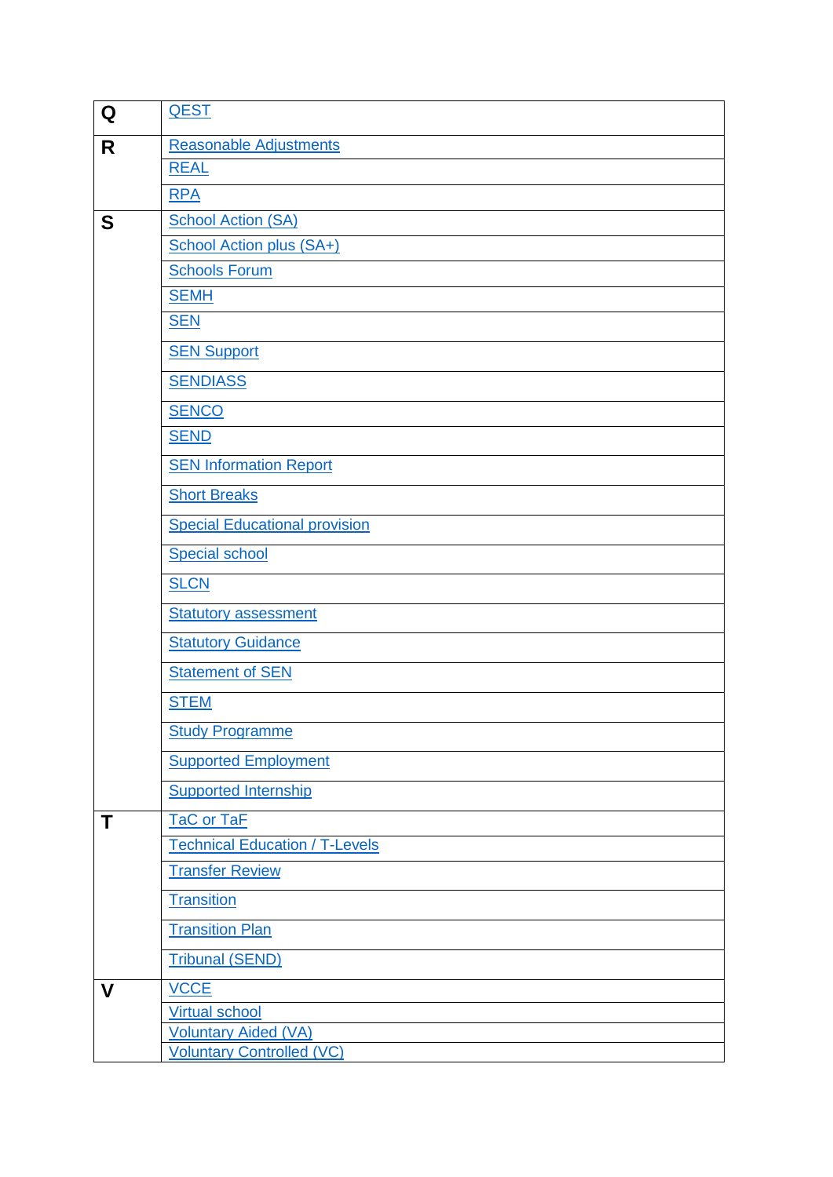| | |
|---|---|
| **Q** | QEST |
| **R** | Reasonable Adjustments |
| | REAL |
| | RPA |
| **S** | School Action (SA) |
| | School Action plus (SA+) |
| | Schools Forum |
| | SEMH |
| | SEN |
| | SEN Support |
| | SENDIASS |
| | SENCO |
| | SEND |
| | SEN Information Report |
| | Short Breaks |
| | Special Educational provision |
| | Special school |
| | SLCN |
| | Statutory assessment |
| | Statutory Guidance |
| | Statement of SEN |
| | STEM |
| | Study Programme |
| | Supported Employment |
| | Supported Internship |
| **T** | TaC or TaF |
| | Technical Education / T-Levels |
| | Transfer Review |
| | Transition |
| | Transition Plan |
| | Tribunal (SEND) |
| **V** | VCCE |
| | Virtual school |
| | Voluntary Aided (VA) |
| | Voluntary Controlled (VC) |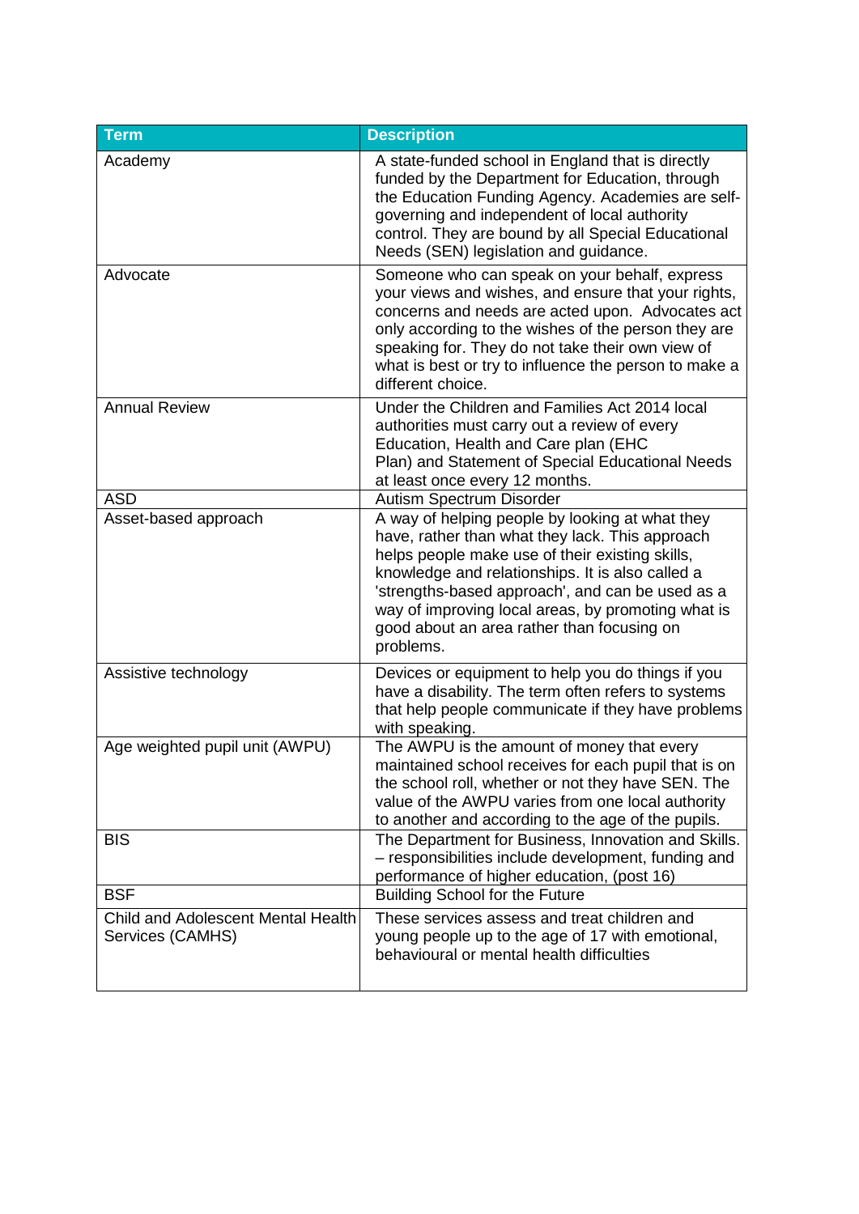| Term | Description |
|---|---|
| Academy | A state-funded school in England that is directly funded by the Department for Education, through the Education Funding Agency. Academies are self-governing and independent of local authority control. They are bound by all Special Educational Needs (SEN) legislation and guidance. |
| Advocate | Someone who can speak on your behalf, express your views and wishes, and ensure that your rights, concerns and needs are acted upon. Advocates act only according to the wishes of the person they are speaking for. They do not take their own view of what is best or try to influence the person to make a different choice. |
| Annual Review | Under the Children and Families Act 2014 local authorities must carry out a review of every Education, Health and Care plan (EHC Plan) and Statement of Special Educational Needs at least once every 12 months. |
| ASD | Autism Spectrum Disorder |
| Asset-based approach | A way of helping people by looking at what they have, rather than what they lack. This approach helps people make use of their existing skills, knowledge and relationships. It is also called a 'strengths-based approach', and can be used as a way of improving local areas, by promoting what is good about an area rather than focusing on problems. |
| Assistive technology | Devices or equipment to help you do things if you have a disability. The term often refers to systems that help people communicate if they have problems with speaking. |
| Age weighted pupil unit (AWPU) | The AWPU is the amount of money that every maintained school receives for each pupil that is on the school roll, whether or not they have SEN. The value of the AWPU varies from one local authority to another and according to the age of the pupils. |
| BIS | The Department for Business, Innovation and Skills. – responsibilities include development, funding and performance of higher education, (post 16) |
| BSF | Building School for the Future |
| Child and Adolescent Mental Health Services (CAMHS) | These services assess and treat children and young people up to the age of 17 with emotional, behavioural or mental health difficulties |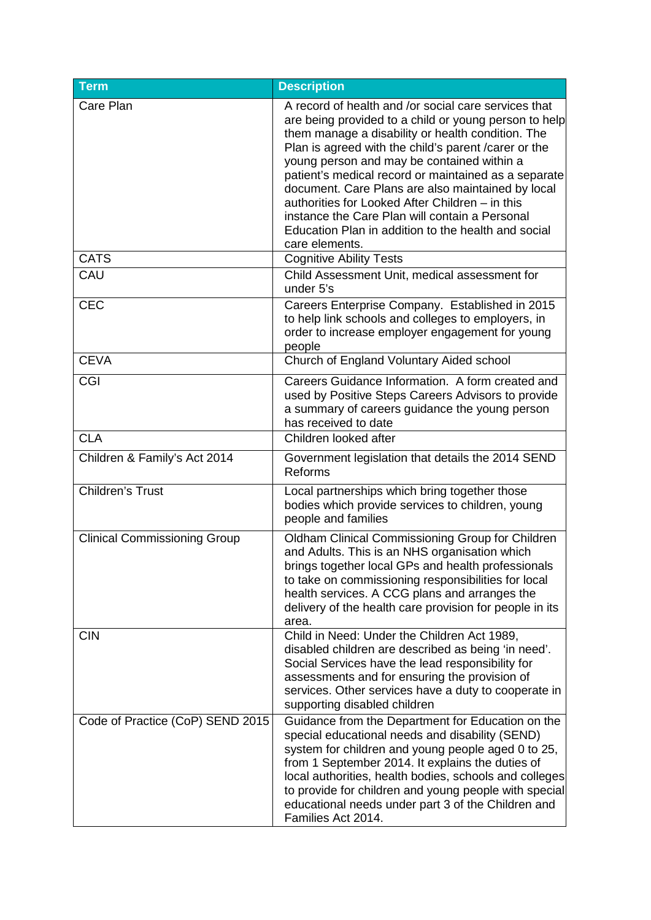| Term | Description |
| --- | --- |
| Care Plan | A record of health and /or social care services that are being provided to a child or young person to help them manage a disability or health condition. The Plan is agreed with the child's parent /carer or the young person and may be contained within a patient's medical record or maintained as a separate document. Care Plans are also maintained by local authorities for Looked After Children – in this instance the Care Plan will contain a Personal Education Plan in addition to the health and social care elements. |
| CATS | Cognitive Ability Tests |
| CAU | Child Assessment Unit, medical assessment for under 5's |
| CEC | Careers Enterprise Company. Established in 2015 to help link schools and colleges to employers, in order to increase employer engagement for young people |
| CEVA | Church of England Voluntary Aided school |
| CGI | Careers Guidance Information. A form created and used by Positive Steps Careers Advisors to provide a summary of careers guidance the young person has received to date |
| CLA | Children looked after |
| Children & Family's Act 2014 | Government legislation that details the 2014 SEND Reforms |
| Children's Trust | Local partnerships which bring together those bodies which provide services to children, young people and families |
| Clinical Commissioning Group | Oldham Clinical Commissioning Group for Children and Adults. This is an NHS organisation which brings together local GPs and health professionals to take on commissioning responsibilities for local health services. A CCG plans and arranges the delivery of the health care provision for people in its area. |
| CIN | Child in Need: Under the Children Act 1989, disabled children are described as being 'in need'. Social Services have the lead responsibility for assessments and for ensuring the provision of services. Other services have a duty to cooperate in supporting disabled children |
| Code of Practice (CoP) SEND 2015 | Guidance from the Department for Education on the special educational needs and disability (SEND) system for children and young people aged 0 to 25, from 1 September 2014. It explains the duties of local authorities, health bodies, schools and colleges to provide for children and young people with special educational needs under part 3 of the Children and Families Act 2014. |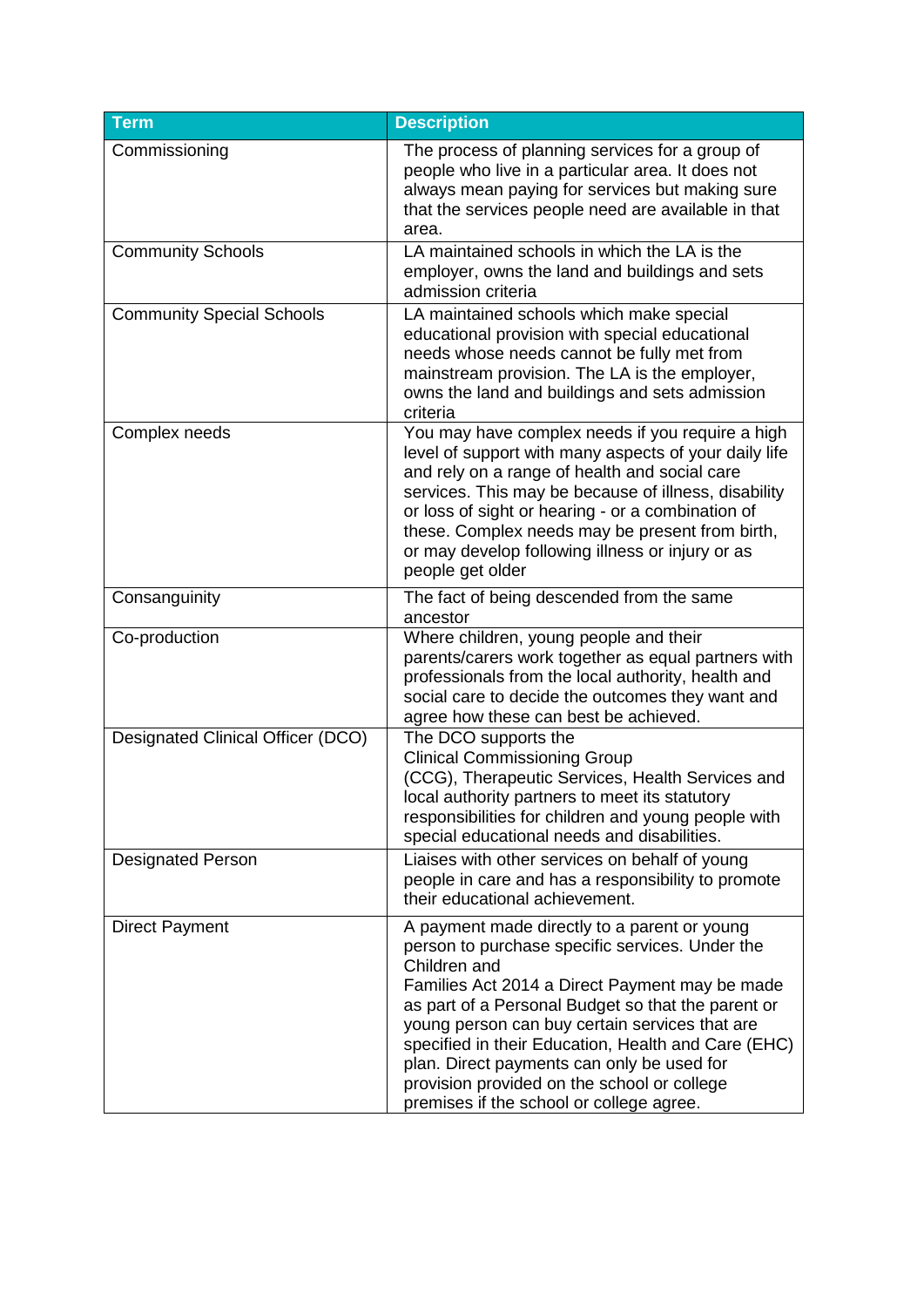| Term | Description |
|---|---|
| Commissioning | The process of planning services for a group of people who live in a particular area. It does not always mean paying for services but making sure that the services people need are available in that area. |
| Community Schools | LA maintained schools in which the LA is the employer, owns the land and buildings and sets admission criteria |
| Community Special Schools | LA maintained schools which make special educational provision with special educational needs whose needs cannot be fully met from mainstream provision. The LA is the employer, owns the land and buildings and sets admission criteria |
| Complex needs | You may have complex needs if you require a high level of support with many aspects of your daily life and rely on a range of health and social care services. This may be because of illness, disability or loss of sight or hearing - or a combination of these. Complex needs may be present from birth, or may develop following illness or injury or as people get older |
| Consanguinity | The fact of being descended from the same ancestor |
| Co-production | Where children, young people and their parents/carers work together as equal partners with professionals from the local authority, health and social care to decide the outcomes they want and agree how these can best be achieved. |
| Designated Clinical Officer (DCO) | The DCO supports the Clinical Commissioning Group (CCG), Therapeutic Services, Health Services and local authority partners to meet its statutory responsibilities for children and young people with special educational needs and disabilities. |
| Designated Person | Liaises with other services on behalf of young people in care and has a responsibility to promote their educational achievement. |
| Direct Payment | A payment made directly to a parent or young person to purchase specific services. Under the Children and Families Act 2014 a Direct Payment may be made as part of a Personal Budget so that the parent or young person can buy certain services that are specified in their Education, Health and Care (EHC) plan. Direct payments can only be used for provision provided on the school or college premises if the school or college agree. |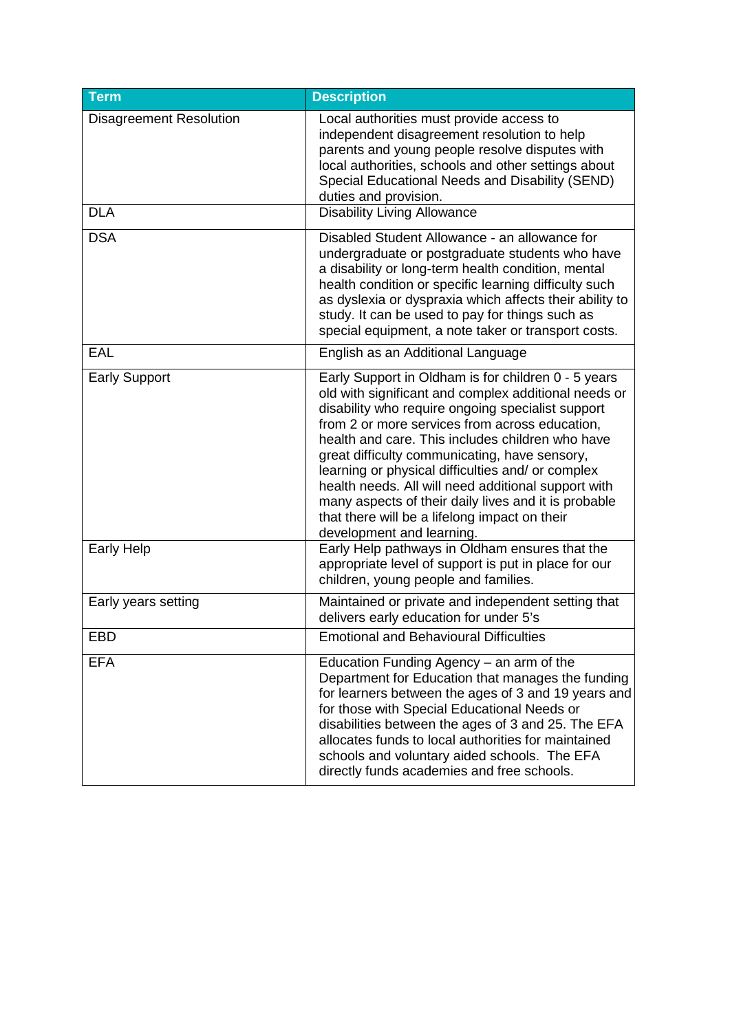| Term | Description |
|---|---|
| Disagreement Resolution | Local authorities must provide access to independent disagreement resolution to help parents and young people resolve disputes with local authorities, schools and other settings about Special Educational Needs and Disability (SEND) duties and provision. |
| DLA | Disability Living Allowance |
| DSA | Disabled Student Allowance - an allowance for undergraduate or postgraduate students who have a disability or long-term health condition, mental health condition or specific learning difficulty such as dyslexia or dyspraxia which affects their ability to study. It can be used to pay for things such as special equipment, a note taker or transport costs. |
| EAL | English as an Additional Language |
| Early Support | Early Support in Oldham is for children 0 - 5 years old with significant and complex additional needs or disability who require ongoing specialist support from 2 or more services from across education, health and care. This includes children who have great difficulty communicating, have sensory, learning or physical difficulties and/ or complex health needs. All will need additional support with many aspects of their daily lives and it is probable that there will be a lifelong impact on their development and learning. |
| Early Help | Early Help pathways in Oldham ensures that the appropriate level of support is put in place for our children, young people and families. |
| Early years setting | Maintained or private and independent setting that delivers early education for under 5's |
| EBD | Emotional and Behavioural Difficulties |
| EFA | Education Funding Agency – an arm of the Department for Education that manages the funding for learners between the ages of 3 and 19 years and for those with Special Educational Needs or disabilities between the ages of 3 and 25. The EFA allocates funds to local authorities for maintained schools and voluntary aided schools. The EFA directly funds academies and free schools. |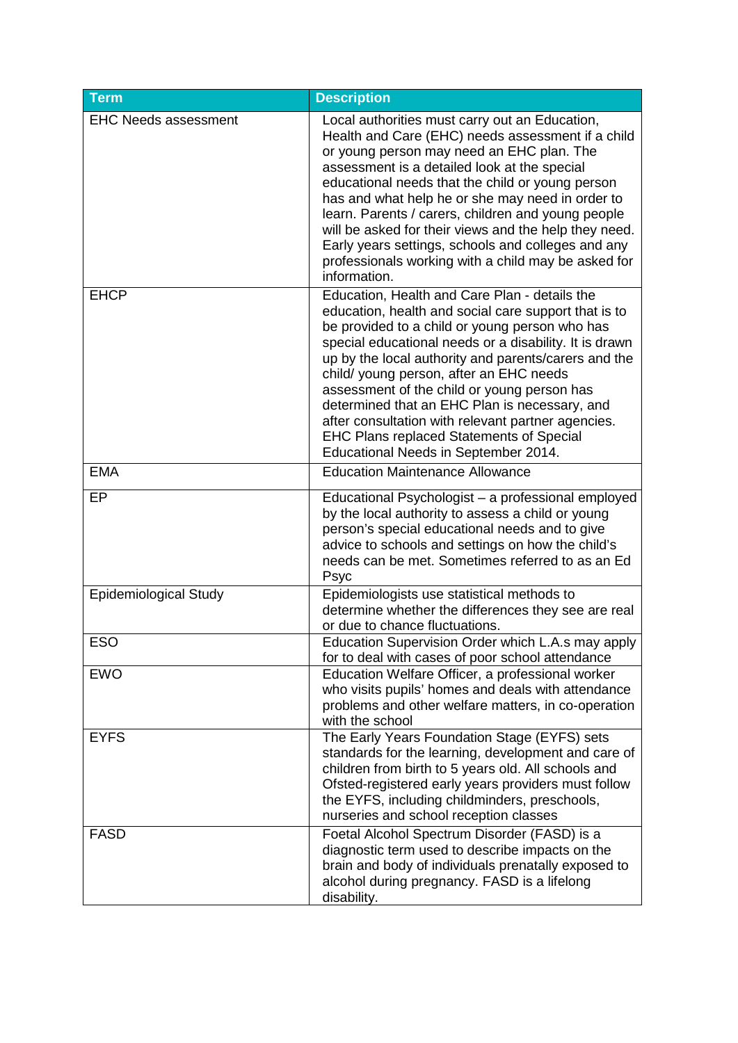| Term | Description |
| --- | --- |
| EHC Needs assessment | Local authorities must carry out an Education, Health and Care (EHC) needs assessment if a child or young person may need an EHC plan. The assessment is a detailed look at the special educational needs that the child or young person has and what help he or she may need in order to learn. Parents / carers, children and young people will be asked for their views and the help they need. Early years settings, schools and colleges and any professionals working with a child may be asked for information. |
| EHCP | Education, Health and Care Plan - details the education, health and social care support that is to be provided to a child or young person who has special educational needs or a disability. It is drawn up by the local authority and parents/carers and the child/ young person, after an EHC needs assessment of the child or young person has determined that an EHC Plan is necessary, and after consultation with relevant partner agencies. EHC Plans replaced Statements of Special Educational Needs in September 2014. |
| EMA | Education Maintenance Allowance |
| EP | Educational Psychologist – a professional employed by the local authority to assess a child or young person's special educational needs and to give advice to schools and settings on how the child's needs can be met. Sometimes referred to as an Ed Psyc |
| Epidemiological Study | Epidemiologists use statistical methods to determine whether the differences they see are real or due to chance fluctuations. |
| ESO | Education Supervision Order which L.A.s may apply for to deal with cases of poor school attendance |
| EWO | Education Welfare Officer, a professional worker who visits pupils' homes and deals with attendance problems and other welfare matters, in co-operation with the school |
| EYFS | The Early Years Foundation Stage (EYFS) sets standards for the learning, development and care of children from birth to 5 years old. All schools and Ofsted-registered early years providers must follow the EYFS, including childminders, preschools, nurseries and school reception classes |
| FASD | Foetal Alcohol Spectrum Disorder (FASD) is a diagnostic term used to describe impacts on the brain and body of individuals prenatally exposed to alcohol during pregnancy. FASD is a lifelong disability. |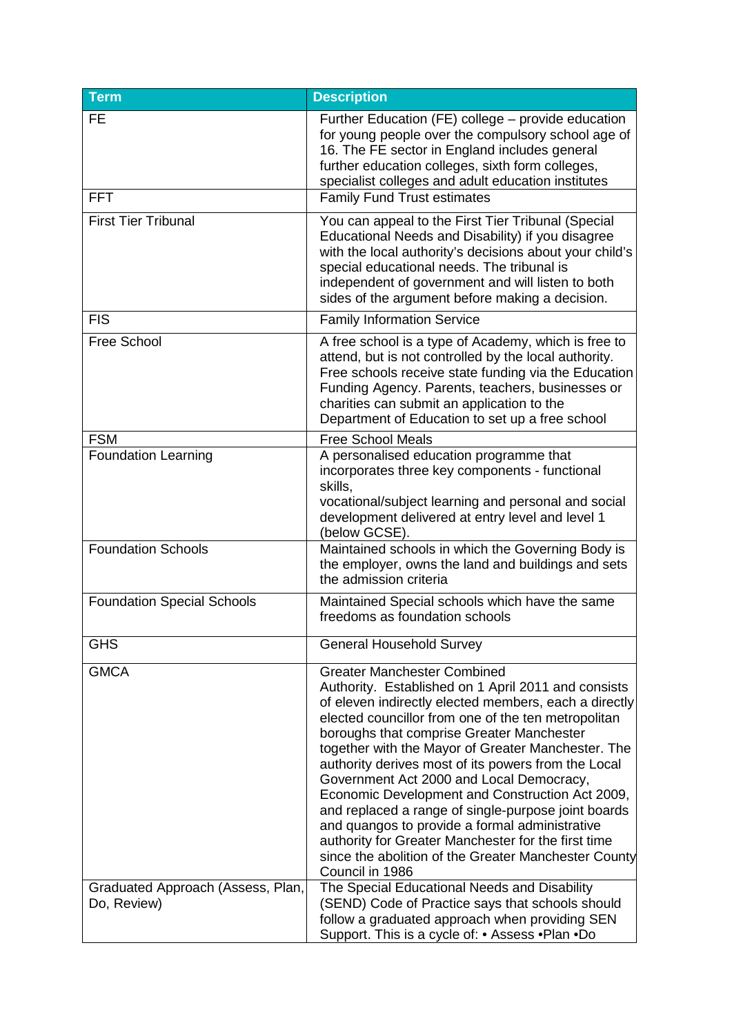| Term | Description |
|---|---|
| FE | Further Education (FE) college – provide education for young people over the compulsory school age of 16. The FE sector in England includes general further education colleges, sixth form colleges, specialist colleges and adult education institutes |
| FFT | Family Fund Trust estimates |
| First Tier Tribunal | You can appeal to the First Tier Tribunal (Special Educational Needs and Disability) if you disagree with the local authority's decisions about your child's special educational needs. The tribunal is independent of government and will listen to both sides of the argument before making a decision. |
| FIS | Family Information Service |
| Free School | A free school is a type of Academy, which is free to attend, but is not controlled by the local authority. Free schools receive state funding via the Education Funding Agency. Parents, teachers, businesses or charities can submit an application to the Department of Education to set up a free school |
| FSM | Free School Meals |
| Foundation Learning | A personalised education programme that incorporates three key components - functional skills, vocational/subject learning and personal and social development delivered at entry level and level 1 (below GCSE). |
| Foundation Schools | Maintained schools in which the Governing Body is the employer, owns the land and buildings and sets the admission criteria |
| Foundation Special Schools | Maintained Special schools which have the same freedoms as foundation schools |
| GHS | General Household Survey |
| GMCA | Greater Manchester Combined Authority. Established on 1 April 2011 and consists of eleven indirectly elected members, each a directly elected councillor from one of the ten metropolitan boroughs that comprise Greater Manchester together with the Mayor of Greater Manchester. The authority derives most of its powers from the Local Government Act 2000 and Local Democracy, Economic Development and Construction Act 2009, and replaced a range of single-purpose joint boards and quangos to provide a formal administrative authority for Greater Manchester for the first time since the abolition of the Greater Manchester County Council in 1986 |
| Graduated Approach (Assess, Plan, Do, Review) | The Special Educational Needs and Disability (SEND) Code of Practice says that schools should follow a graduated approach when providing SEN Support. This is a cycle of: • Assess •Plan •Do |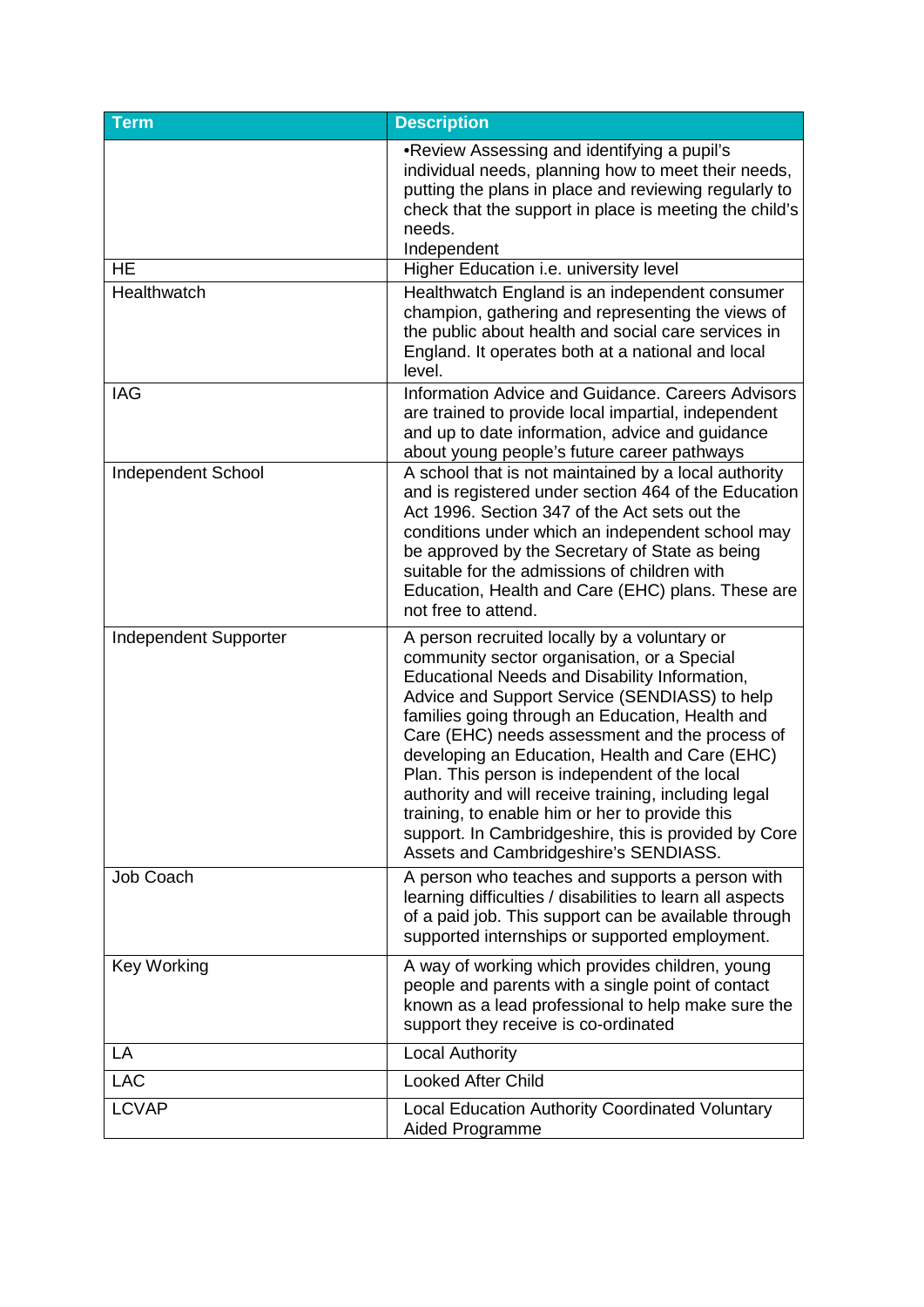| Term | Description |
|---|---|
| | •Review Assessing and identifying a pupil's individual needs, planning how to meet their needs, putting the plans in place and reviewing regularly to check that the support in place is meeting the child's needs.<br>Independent |
| HE | Higher Education i.e. university level |
| Healthwatch | Healthwatch England is an independent consumer champion, gathering and representing the views of the public about health and social care services in England. It operates both at a national and local level. |
| IAG | Information Advice and Guidance. Careers Advisors are trained to provide local impartial, independent and up to date information, advice and guidance about young people's future career pathways |
| Independent School | A school that is not maintained by a local authority and is registered under section 464 of the Education Act 1996. Section 347 of the Act sets out the conditions under which an independent school may be approved by the Secretary of State as being suitable for the admissions of children with Education, Health and Care (EHC) plans. These are not free to attend. |
| Independent Supporter | A person recruited locally by a voluntary or community sector organisation, or a Special Educational Needs and Disability Information, Advice and Support Service (SENDIASS) to help families going through an Education, Health and Care (EHC) needs assessment and the process of developing an Education, Health and Care (EHC) Plan. This person is independent of the local authority and will receive training, including legal training, to enable him or her to provide this support. In Cambridgeshire, this is provided by Core Assets and Cambridgeshire's SENDIASS. |
| Job Coach | A person who teaches and supports a person with learning difficulties / disabilities to learn all aspects of a paid job. This support can be available through supported internships or supported employment. |
| Key Working | A way of working which provides children, young people and parents with a single point of contact known as a lead professional to help make sure the support they receive is co-ordinated |
| LA | Local Authority |
| LAC | Looked After Child |
| LCVAP | Local Education Authority Coordinated Voluntary Aided Programme |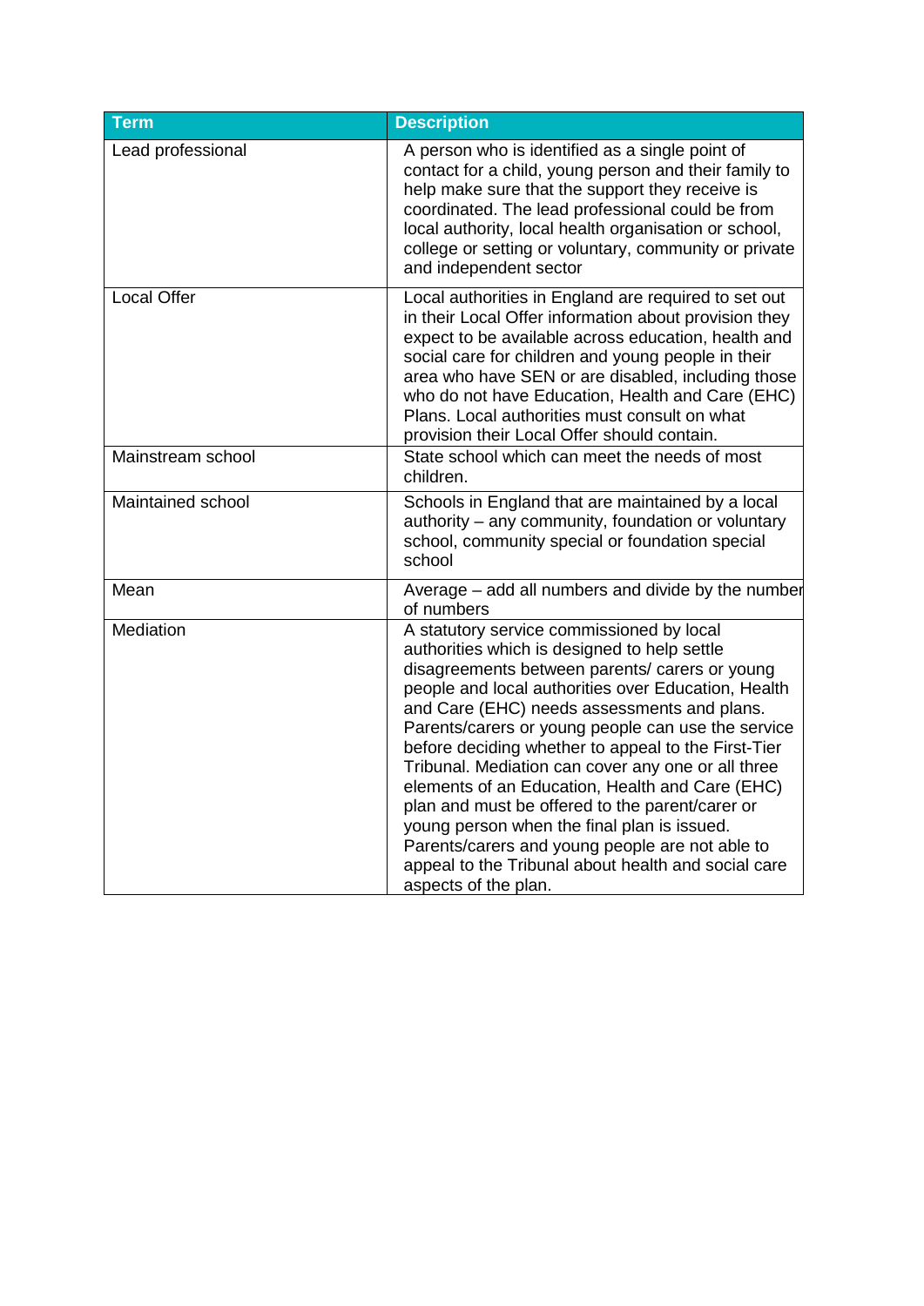| Term | Description |
| --- | --- |
| Lead professional | A person who is identified as a single point of contact for a child, young person and their family to help make sure that the support they receive is coordinated. The lead professional could be from local authority, local health organisation or school, college or setting or voluntary, community or private and independent sector |
| Local Offer | Local authorities in England are required to set out in their Local Offer information about provision they expect to be available across education, health and social care for children and young people in their area who have SEN or are disabled, including those who do not have Education, Health and Care (EHC) Plans. Local authorities must consult on what provision their Local Offer should contain. |
| Mainstream school | State school which can meet the needs of most children. |
| Maintained school | Schools in England that are maintained by a local authority – any community, foundation or voluntary school, community special or foundation special school |
| Mean | Average – add all numbers and divide by the number of numbers |
| Mediation | A statutory service commissioned by local authorities which is designed to help settle disagreements between parents/ carers or young people and local authorities over Education, Health and Care (EHC) needs assessments and plans. Parents/carers or young people can use the service before deciding whether to appeal to the First-Tier Tribunal. Mediation can cover any one or all three elements of an Education, Health and Care (EHC) plan and must be offered to the parent/carer or young person when the final plan is issued. Parents/carers and young people are not able to appeal to the Tribunal about health and social care aspects of the plan. |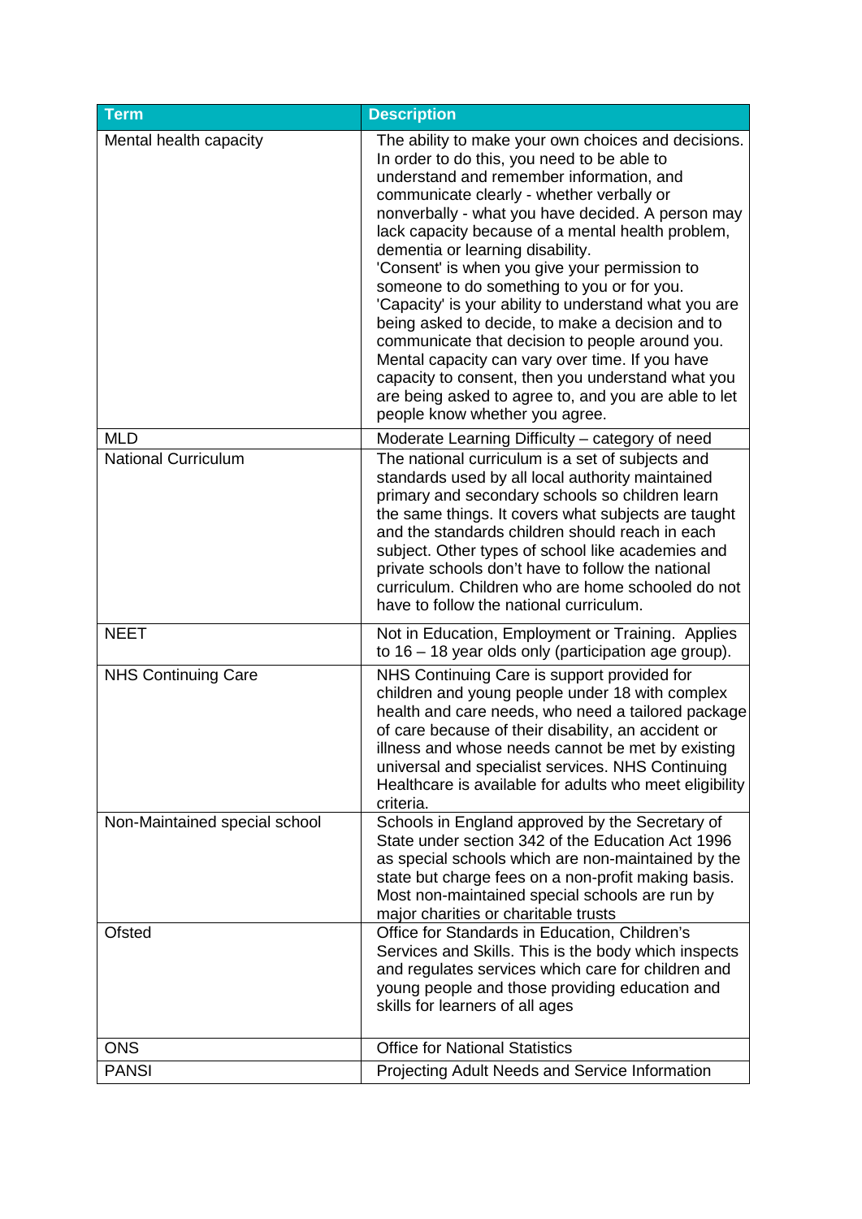| Term | Description |
| --- | --- |
| Mental health capacity | The ability to make your own choices and decisions. In order to do this, you need to be able to understand and remember information, and communicate clearly - whether verbally or nonverbally - what you have decided. A person may lack capacity because of a mental health problem, dementia or learning disability. 'Consent' is when you give your permission to someone to do something to you or for you. 'Capacity' is your ability to understand what you are being asked to decide, to make a decision and to communicate that decision to people around you. Mental capacity can vary over time. If you have capacity to consent, then you understand what you are being asked to agree to, and you are able to let people know whether you agree. |
| MLD | Moderate Learning Difficulty – category of need |
| National Curriculum | The national curriculum is a set of subjects and standards used by all local authority maintained primary and secondary schools so children learn the same things. It covers what subjects are taught and the standards children should reach in each subject. Other types of school like academies and private schools don't have to follow the national curriculum. Children who are home schooled do not have to follow the national curriculum. |
| NEET | Not in Education, Employment or Training. Applies to 16 – 18 year olds only (participation age group). |
| NHS Continuing Care | NHS Continuing Care is support provided for children and young people under 18 with complex health and care needs, who need a tailored package of care because of their disability, an accident or illness and whose needs cannot be met by existing universal and specialist services. NHS Continuing Healthcare is available for adults who meet eligibility criteria. |
| Non-Maintained special school | Schools in England approved by the Secretary of State under section 342 of the Education Act 1996 as special schools which are non-maintained by the state but charge fees on a non-profit making basis. Most non-maintained special schools are run by major charities or charitable trusts |
| Ofsted | Office for Standards in Education, Children's Services and Skills. This is the body which inspects and regulates services which care for children and young people and those providing education and skills for learners of all ages |
| ONS | Office for National Statistics |
| PANSI | Projecting Adult Needs and Service Information |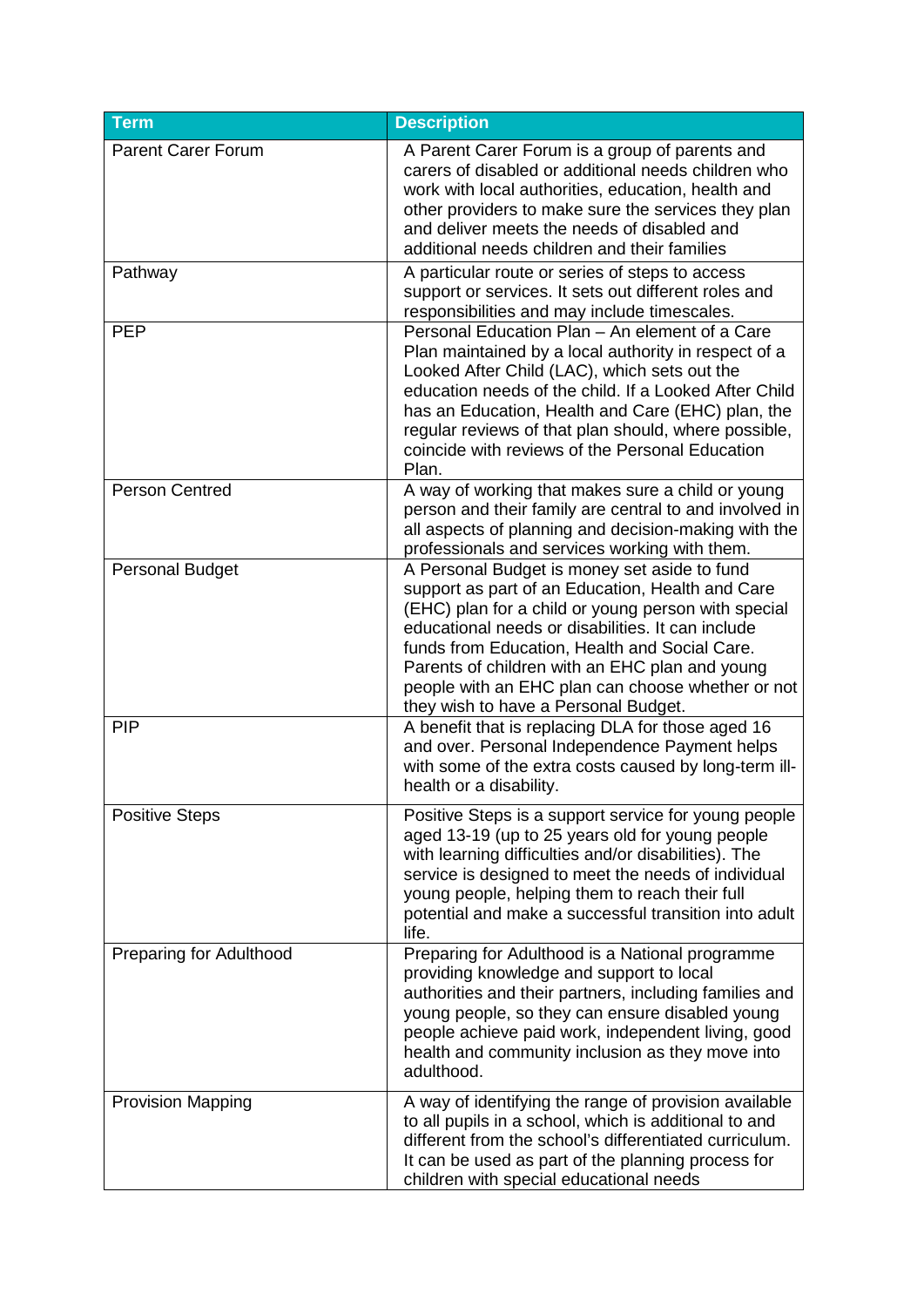| Term | Description |
| --- | --- |
| Parent Carer Forum | A Parent Carer Forum is a group of parents and carers of disabled or additional needs children who work with local authorities, education, health and other providers to make sure the services they plan and deliver meets the needs of disabled and additional needs children and their families |
| Pathway | A particular route or series of steps to access support or services. It sets out different roles and responsibilities and may include timescales. |
| PEP | Personal Education Plan – An element of a Care Plan maintained by a local authority in respect of a Looked After Child (LAC), which sets out the education needs of the child. If a Looked After Child has an Education, Health and Care (EHC) plan, the regular reviews of that plan should, where possible, coincide with reviews of the Personal Education Plan. |
| Person Centred | A way of working that makes sure a child or young person and their family are central to and involved in all aspects of planning and decision-making with the professionals and services working with them. |
| Personal Budget | A Personal Budget is money set aside to fund support as part of an Education, Health and Care (EHC) plan for a child or young person with special educational needs or disabilities. It can include funds from Education, Health and Social Care. Parents of children with an EHC plan and young people with an EHC plan can choose whether or not they wish to have a Personal Budget. |
| PIP | A benefit that is replacing DLA for those aged 16 and over. Personal Independence Payment helps with some of the extra costs caused by long-term ill-health or a disability. |
| Positive Steps | Positive Steps is a support service for young people aged 13-19 (up to 25 years old for young people with learning difficulties and/or disabilities). The service is designed to meet the needs of individual young people, helping them to reach their full potential and make a successful transition into adult life. |
| Preparing for Adulthood | Preparing for Adulthood is a National programme providing knowledge and support to local authorities and their partners, including families and young people, so they can ensure disabled young people achieve paid work, independent living, good health and community inclusion as they move into adulthood. |
| Provision Mapping | A way of identifying the range of provision available to all pupils in a school, which is additional to and different from the school's differentiated curriculum. It can be used as part of the planning process for children with special educational needs |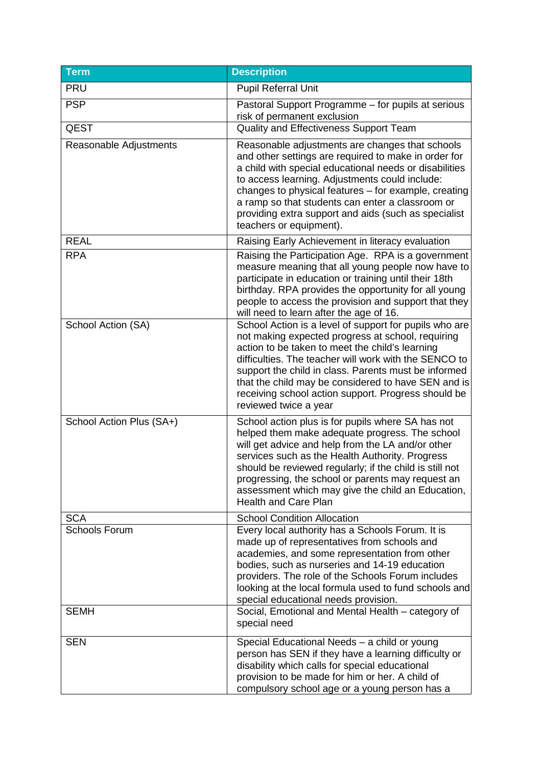| Term | Description |
|---|---|
| PRU | Pupil Referral Unit |
| PSP | Pastoral Support Programme – for pupils at serious risk of permanent exclusion |
| QEST | Quality and Effectiveness Support Team |
| Reasonable Adjustments | Reasonable adjustments are changes that schools and other settings are required to make in order for a child with special educational needs or disabilities to access learning. Adjustments could include: changes to physical features – for example, creating a ramp so that students can enter a classroom or providing extra support and aids (such as specialist teachers or equipment). |
| REAL | Raising Early Achievement in literacy evaluation |
| RPA | Raising the Participation Age. RPA is a government measure meaning that all young people now have to participate in education or training until their 18th birthday. RPA provides the opportunity for all young people to access the provision and support that they will need to learn after the age of 16. |
| School Action (SA) | School Action is a level of support for pupils who are not making expected progress at school, requiring action to be taken to meet the child's learning difficulties. The teacher will work with the SENCO to support the child in class. Parents must be informed that the child may be considered to have SEN and is receiving school action support. Progress should be reviewed twice a year |
| School Action Plus (SA+) | School action plus is for pupils where SA has not helped them make adequate progress. The school will get advice and help from the LA and/or other services such as the Health Authority. Progress should be reviewed regularly; if the child is still not progressing, the school or parents may request an assessment which may give the child an Education, Health and Care Plan |
| SCA | School Condition Allocation |
| Schools Forum | Every local authority has a Schools Forum. It is made up of representatives from schools and academies, and some representation from other bodies, such as nurseries and 14-19 education providers. The role of the Schools Forum includes looking at the local formula used to fund schools and special educational needs provision. |
| SEMH | Social, Emotional and Mental Health – category of special need |
| SEN | Special Educational Needs – a child or young person has SEN if they have a learning difficulty or disability which calls for special educational provision to be made for him or her. A child of compulsory school age or a young person has a |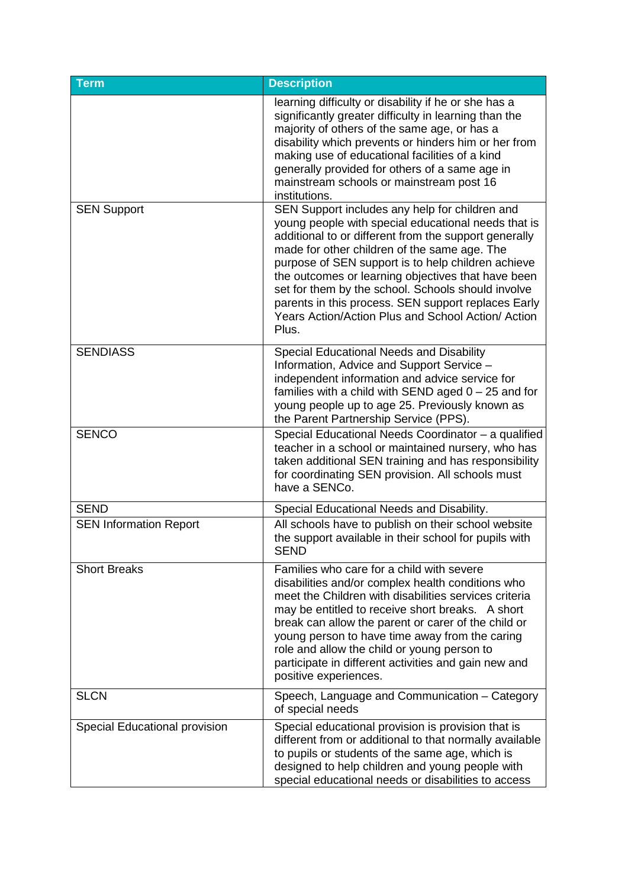| Term | Description |
| --- | --- |
| | learning difficulty or disability if he or she has a significantly greater difficulty in learning than the majority of others of the same age, or has a disability which prevents or hinders him or her from making use of educational facilities of a kind generally provided for others of a same age in mainstream schools or mainstream post 16 institutions. |
| SEN Support | SEN Support includes any help for children and young people with special educational needs that is additional to or different from the support generally made for other children of the same age. The purpose of SEN support is to help children achieve the outcomes or learning objectives that have been set for them by the school. Schools should involve parents in this process. SEN support replaces Early Years Action/Action Plus and School Action/ Action Plus. |
| SENDIASS | Special Educational Needs and Disability Information, Advice and Support Service – independent information and advice service for families with a child with SEND aged 0 – 25 and for young people up to age 25. Previously known as the Parent Partnership Service (PPS). |
| SENCO | Special Educational Needs Coordinator – a qualified teacher in a school or maintained nursery, who has taken additional SEN training and has responsibility for coordinating SEN provision. All schools must have a SENCo. |
| SEND | Special Educational Needs and Disability. |
| SEN Information Report | All schools have to publish on their school website the support available in their school for pupils with SEND |
| Short Breaks | Families who care for a child with severe disabilities and/or complex health conditions who meet the Children with disabilities services criteria may be entitled to receive short breaks. A short break can allow the parent or carer of the child or young person to have time away from the caring role and allow the child or young person to participate in different activities and gain new and positive experiences. |
| SLCN | Speech, Language and Communication – Category of special needs |
| Special Educational provision | Special educational provision is provision that is different from or additional to that normally available to pupils or students of the same age, which is designed to help children and young people with special educational needs or disabilities to access |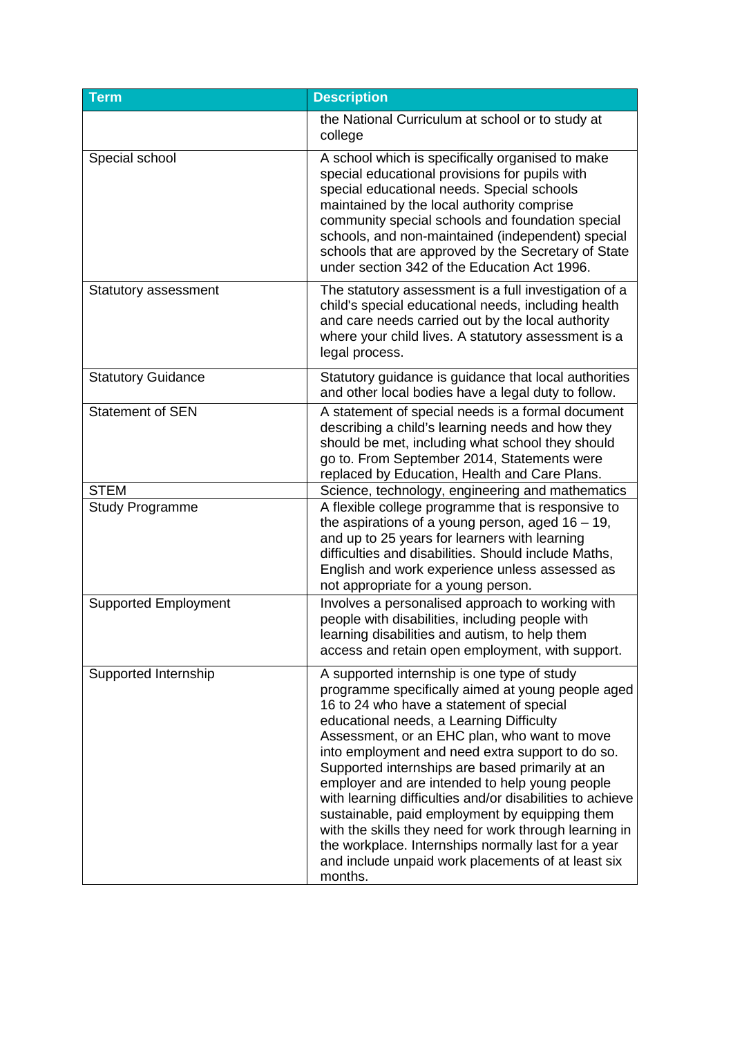| Term | Description |
|---|---|
| | the National Curriculum at school or to study at college |
| Special school | A school which is specifically organised to make special educational provisions for pupils with special educational needs. Special schools maintained by the local authority comprise community special schools and foundation special schools, and non-maintained (independent) special schools that are approved by the Secretary of State under section 342 of the Education Act 1996. |
| Statutory assessment | The statutory assessment is a full investigation of a child's special educational needs, including health and care needs carried out by the local authority where your child lives. A statutory assessment is a legal process. |
| Statutory Guidance | Statutory guidance is guidance that local authorities and other local bodies have a legal duty to follow. |
| Statement of SEN | A statement of special needs is a formal document describing a child's learning needs and how they should be met, including what school they should go to. From September 2014, Statements were replaced by Education, Health and Care Plans. |
| STEM | Science, technology, engineering and mathematics |
| Study Programme | A flexible college programme that is responsive to the aspirations of a young person, aged 16 – 19, and up to 25 years for learners with learning difficulties and disabilities. Should include Maths, English and work experience unless assessed as not appropriate for a young person. |
| Supported Employment | Involves a personalised approach to working with people with disabilities, including people with learning disabilities and autism, to help them access and retain open employment, with support. |
| Supported Internship | A supported internship is one type of study programme specifically aimed at young people aged 16 to 24 who have a statement of special educational needs, a Learning Difficulty Assessment, or an EHC plan, who want to move into employment and need extra support to do so. Supported internships are based primarily at an employer and are intended to help young people with learning difficulties and/or disabilities to achieve sustainable, paid employment by equipping them with the skills they need for work through learning in the workplace. Internships normally last for a year and include unpaid work placements of at least six months. |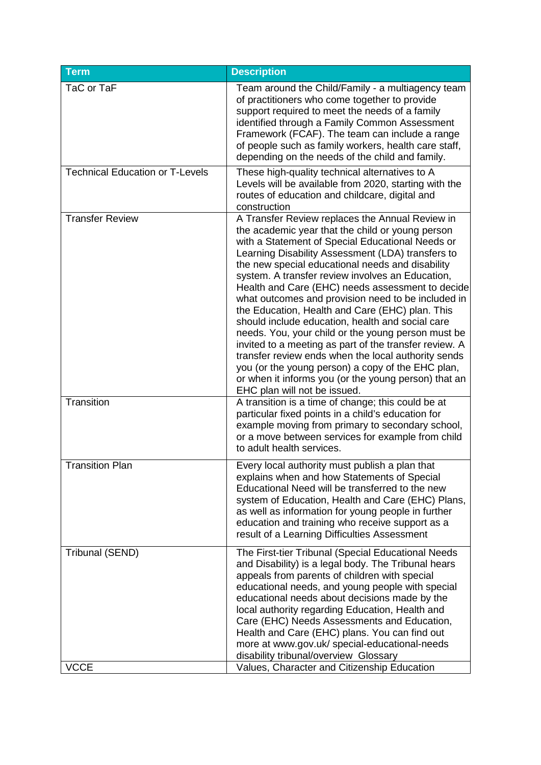| Term | Description |
|---|---|
| TaC or TaF | Team around the Child/Family - a multiagency team of practitioners who come together to provide support required to meet the needs of a family identified through a Family Common Assessment Framework (FCAF). The team can include a range of people such as family workers, health care staff, depending on the needs of the child and family. |
| Technical Education or T-Levels | These high-quality technical alternatives to A Levels will be available from 2020, starting with the routes of education and childcare, digital and construction |
| Transfer Review | A Transfer Review replaces the Annual Review in the academic year that the child or young person with a Statement of Special Educational Needs or Learning Disability Assessment (LDA) transfers to the new special educational needs and disability system. A transfer review involves an Education, Health and Care (EHC) needs assessment to decide what outcomes and provision need to be included in the Education, Health and Care (EHC) plan. This should include education, health and social care needs. You, your child or the young person must be invited to a meeting as part of the transfer review. A transfer review ends when the local authority sends you (or the young person) a copy of the EHC plan, or when it informs you (or the young person) that an EHC plan will not be issued. |
| Transition | A transition is a time of change; this could be at particular fixed points in a child's education for example moving from primary to secondary school, or a move between services for example from child to adult health services. |
| Transition Plan | Every local authority must publish a plan that explains when and how Statements of Special Educational Need will be transferred to the new system of Education, Health and Care (EHC) Plans, as well as information for young people in further education and training who receive support as a result of a Learning Difficulties Assessment |
| Tribunal (SEND) | The First-tier Tribunal (Special Educational Needs and Disability) is a legal body. The Tribunal hears appeals from parents of children with special educational needs, and young people with special educational needs about decisions made by the local authority regarding Education, Health and Care (EHC) Needs Assessments and Education, Health and Care (EHC) plans. You can find out more at www.gov.uk/ special-educational-needs disability tribunal/overview Glossary |
| VCCE | Values, Character and Citizenship Education |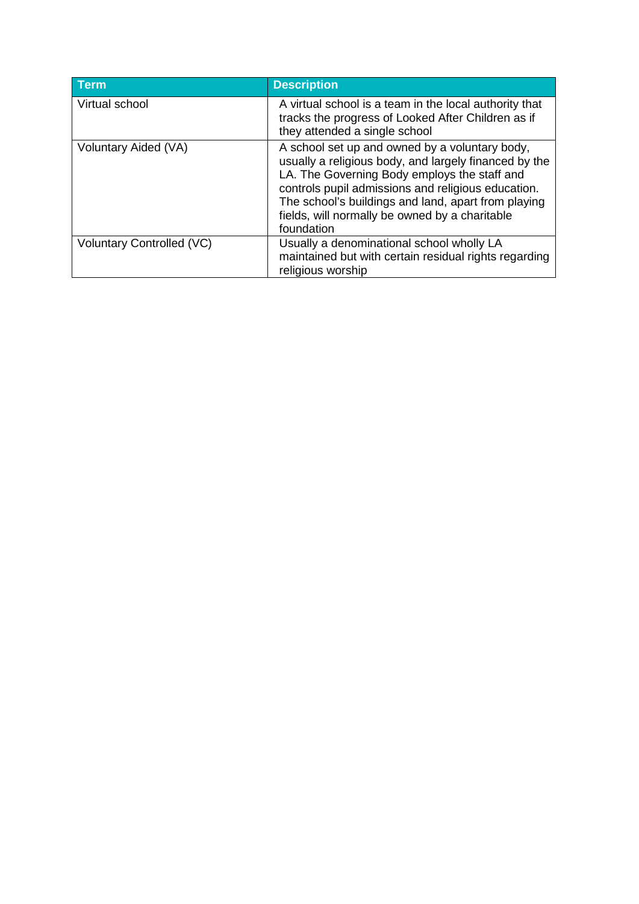| Term | Description |
|---|---|
| Virtual school | A virtual school is a team in the local authority that tracks the progress of Looked After Children as if they attended a single school |
| Voluntary Aided (VA) | A school set up and owned by a voluntary body, usually a religious body, and largely financed by the LA. The Governing Body employs the staff and controls pupil admissions and religious education. The school's buildings and land, apart from playing fields, will normally be owned by a charitable foundation |
| Voluntary Controlled (VC) | Usually a denominational school wholly LA maintained but with certain residual rights regarding religious worship |